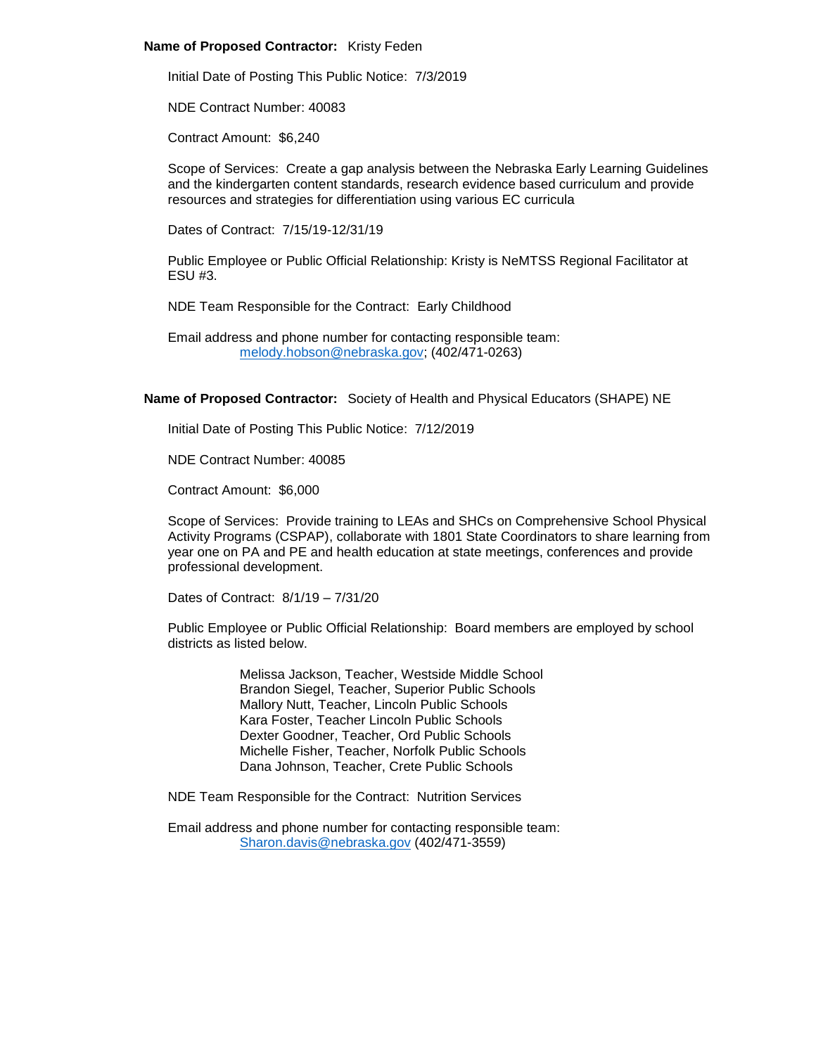**Name of Proposed Contractor:** Kristy Feden

Initial Date of Posting This Public Notice: 7/3/2019

NDE Contract Number: 40083

Contract Amount: $6,240

Scope of Services: Create a gap analysis between the Nebraska Early Learning Guidelines and the kindergarten content standards, research evidence based curriculum and provide resources and strategies for differentiation using various EC curricula

Dates of Contract: 7/15/19-12/31/19

Public Employee or Public Official Relationship: Kristy is NeMTSS Regional Facilitator at ESU #3.

NDE Team Responsible for the Contract: Early Childhood

Email address and phone number for contacting responsible team:
melody.hobson@nebraska.gov; (402/471-0263)

**Name of Proposed Contractor:** Society of Health and Physical Educators (SHAPE) NE

Initial Date of Posting This Public Notice: 7/12/2019

NDE Contract Number: 40085

Contract Amount: $6,000

Scope of Services: Provide training to LEAs and SHCs on Comprehensive School Physical Activity Programs (CSPAP), collaborate with 1801 State Coordinators to share learning from year one on PA and PE and health education at state meetings, conferences and provide professional development.

Dates of Contract: 8/1/19 – 7/31/20

Public Employee or Public Official Relationship: Board members are employed by school districts as listed below.

Melissa Jackson, Teacher, Westside Middle School
Brandon Siegel, Teacher, Superior Public Schools
Mallory Nutt, Teacher, Lincoln Public Schools
Kara Foster, Teacher Lincoln Public Schools
Dexter Goodner, Teacher, Ord Public Schools
Michelle Fisher, Teacher, Norfolk Public Schools
Dana Johnson, Teacher, Crete Public Schools

NDE Team Responsible for the Contract: Nutrition Services

Email address and phone number for contacting responsible team:
Sharon.davis@nebraska.gov (402/471-3559)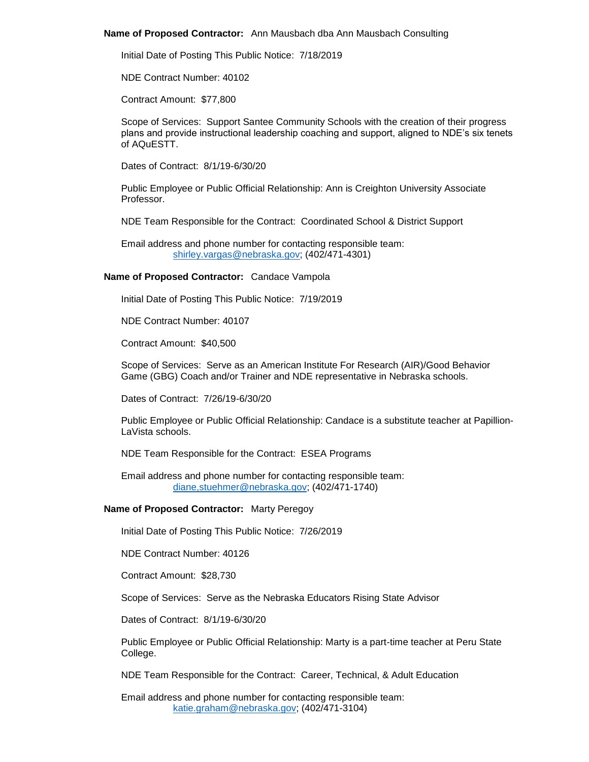**Name of Proposed Contractor:** Ann Mausbach dba Ann Mausbach Consulting

Initial Date of Posting This Public Notice: 7/18/2019

NDE Contract Number: 40102

Contract Amount: $77,800

Scope of Services: Support Santee Community Schools with the creation of their progress plans and provide instructional leadership coaching and support, aligned to NDE's six tenets of AQuESTT.

Dates of Contract: 8/1/19-6/30/20

Public Employee or Public Official Relationship: Ann is Creighton University Associate Professor.

NDE Team Responsible for the Contract: Coordinated School & District Support

Email address and phone number for contacting responsible team:
shirley.vargas@nebraska.gov; (402/471-4301)

**Name of Proposed Contractor:** Candace Vampola

Initial Date of Posting This Public Notice: 7/19/2019

NDE Contract Number: 40107

Contract Amount: $40,500

Scope of Services: Serve as an American Institute For Research (AIR)/Good Behavior Game (GBG) Coach and/or Trainer and NDE representative in Nebraska schools.

Dates of Contract: 7/26/19-6/30/20

Public Employee or Public Official Relationship: Candace is a substitute teacher at Papillion-LaVista schools.

NDE Team Responsible for the Contract: ESEA Programs

Email address and phone number for contacting responsible team:
diane,stuehmer@nebraska.gov; (402/471-1740)

**Name of Proposed Contractor:** Marty Peregoy

Initial Date of Posting This Public Notice: 7/26/2019

NDE Contract Number: 40126

Contract Amount: $28,730

Scope of Services: Serve as the Nebraska Educators Rising State Advisor

Dates of Contract: 8/1/19-6/30/20

Public Employee or Public Official Relationship: Marty is a part-time teacher at Peru State College.

NDE Team Responsible for the Contract: Career, Technical, & Adult Education

Email address and phone number for contacting responsible team:
katie.graham@nebraska.gov; (402/471-3104)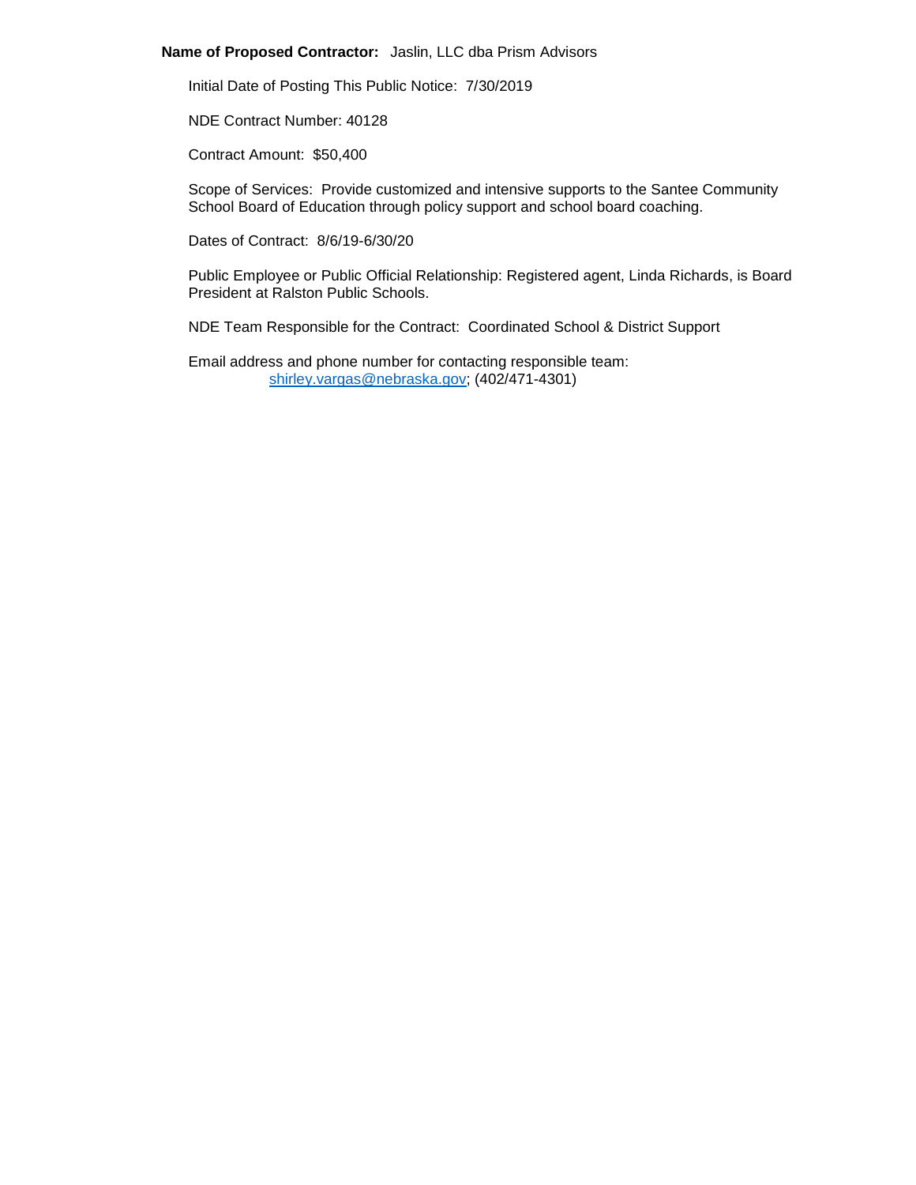**Name of Proposed Contractor:** Jaslin, LLC dba Prism Advisors

Initial Date of Posting This Public Notice: 7/30/2019

NDE Contract Number: 40128

Contract Amount: $50,400

Scope of Services: Provide customized and intensive supports to the Santee Community School Board of Education through policy support and school board coaching.

Dates of Contract: 8/6/19-6/30/20

Public Employee or Public Official Relationship: Registered agent, Linda Richards, is Board President at Ralston Public Schools.

NDE Team Responsible for the Contract: Coordinated School & District Support

Email address and phone number for contacting responsible team:
shirley.vargas@nebraska.gov; (402/471-4301)